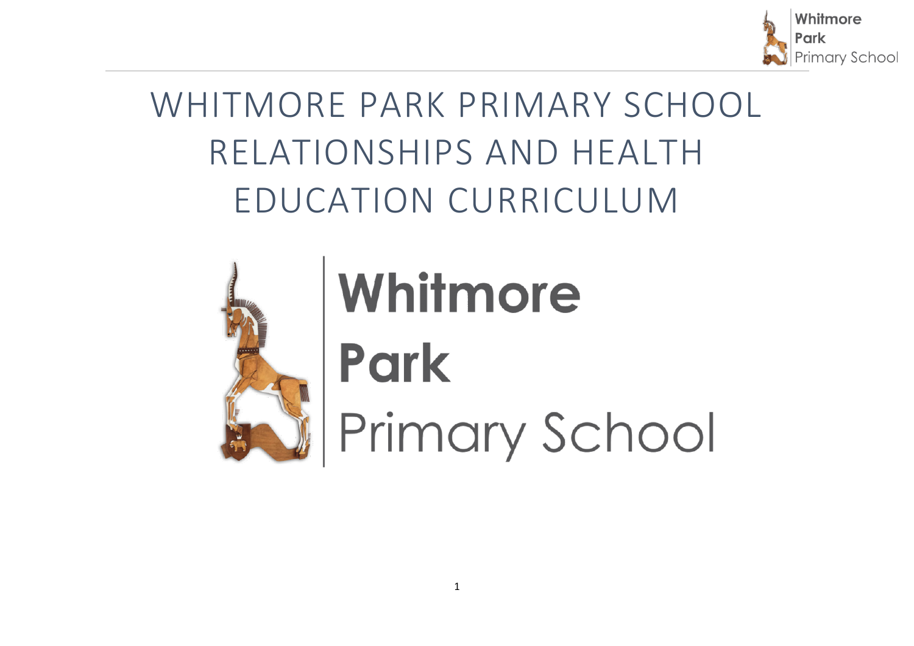# WHITMORE PARK PRIMARY SCHOOL RELATIONSHIPS AND HEALTH EDUCATION CURRICULUM

Whitmore Park Primary School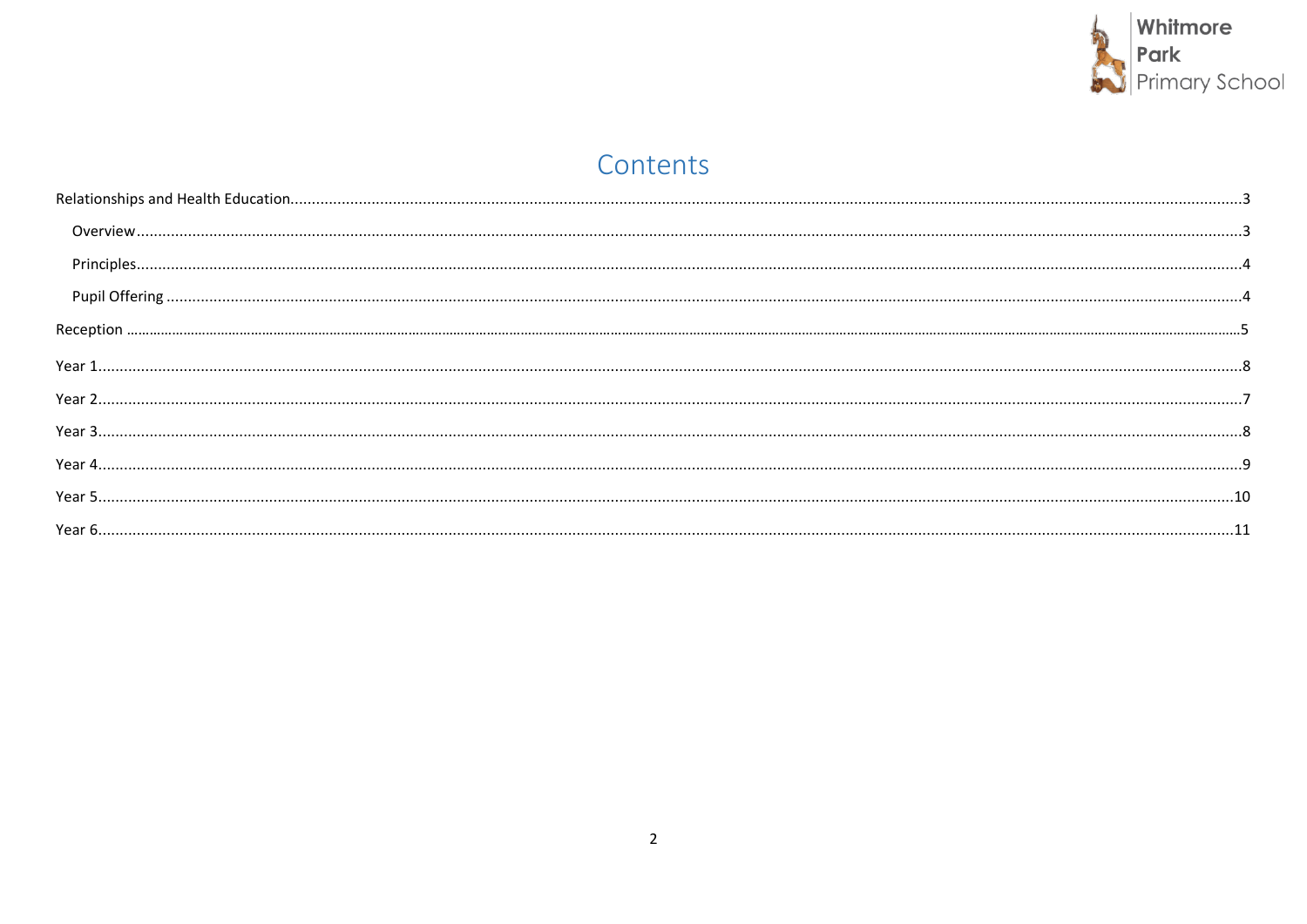# Contents

- Relationships and Health Education .......... 3
  - Overview .......... 3
  - Principles .......... 4
  - Pupil Offering .......... 4
- Reception .......... 5
- Year 1 .......... 8
- Year 2 .......... 7
- Year 3 .......... 8
- Year 4 .......... 9
- Year 5 .......... 10
- Year 6 .......... 11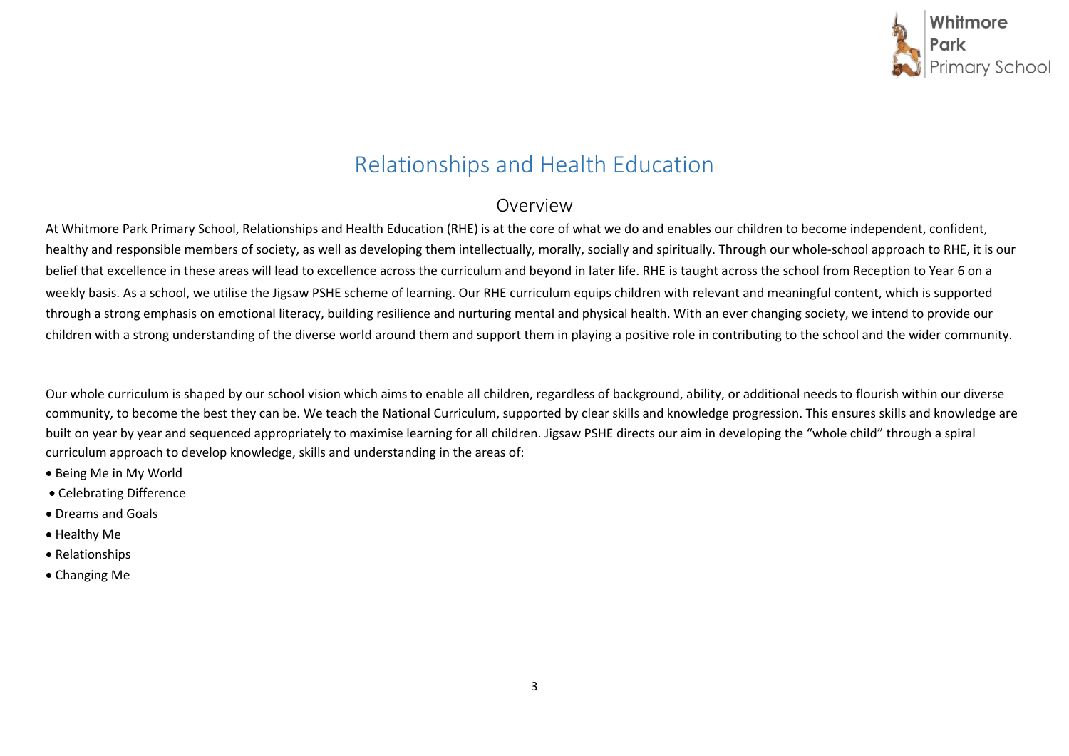# Relationships and Health Education

## Overview

At Whitmore Park Primary School, Relationships and Health Education (RHE) is at the core of what we do and enables our children to become independent, confident, healthy and responsible members of society, as well as developing them intellectually, morally, socially and spiritually. Through our whole-school approach to RHE, it is our belief that excellence in these areas will lead to excellence across the curriculum and beyond in later life. RHE is taught across the school from Reception to Year 6 on a weekly basis. As a school, we utilise the Jigsaw PSHE scheme of learning. Our RHE curriculum equips children with relevant and meaningful content, which is supported through a strong emphasis on emotional literacy, building resilience and nurturing mental and physical health. With an ever changing society, we intend to provide our children with a strong understanding of the diverse world around them and support them in playing a positive role in contributing to the school and the wider community.

Our whole curriculum is shaped by our school vision which aims to enable all children, regardless of background, ability, or additional needs to flourish within our diverse community, to become the best they can be. We teach the National Curriculum, supported by clear skills and knowledge progression. This ensures skills and knowledge are built on year by year and sequenced appropriately to maximise learning for all children. Jigsaw PSHE directs our aim in developing the "whole child" through a spiral curriculum approach to develop knowledge, skills and understanding in the areas of:

- Being Me in My World
- Celebrating Difference
- Dreams and Goals
- Healthy Me
- Relationships
- Changing Me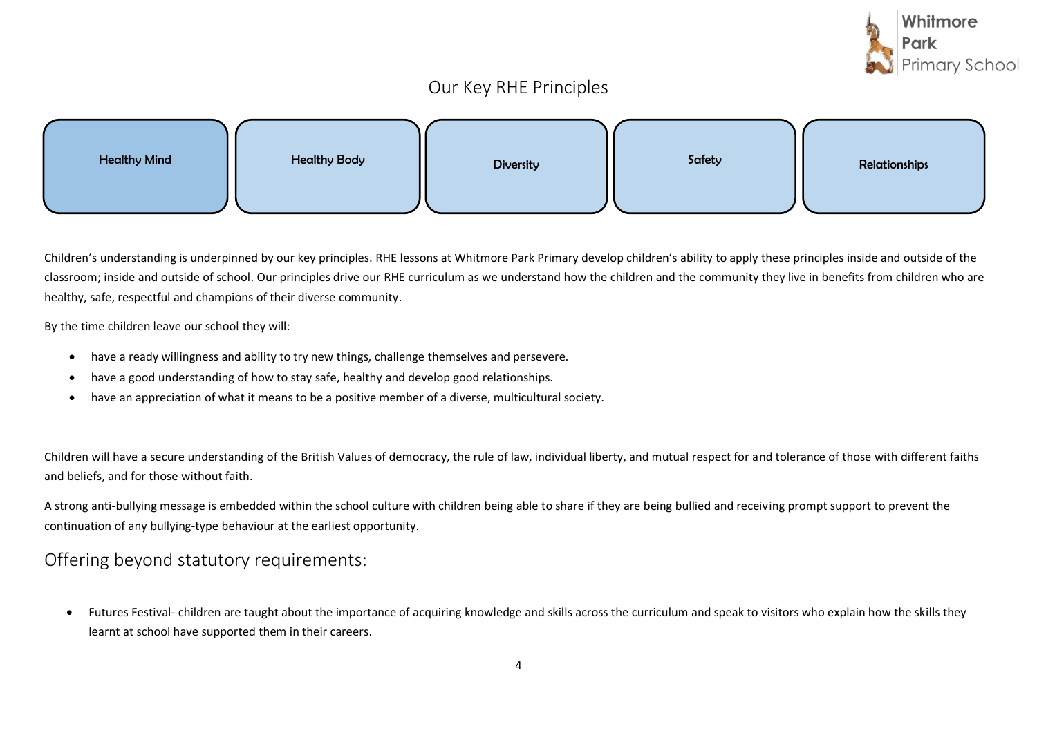## Our Key RHE Principles

| Healthy Mind | Healthy Body | Diversity | Safety | Relationships |
|---|---|---|---|---|

Children's understanding is underpinned by our key principles. RHE lessons at Whitmore Park Primary develop children's ability to apply these principles inside and outside of the classroom; inside and outside of school. Our principles drive our RHE curriculum as we understand how the children and the community they live in benefits from children who are healthy, safe, respectful and champions of their diverse community.

By the time children leave our school they will:

- have a ready willingness and ability to try new things, challenge themselves and persevere.
- have a good understanding of how to stay safe, healthy and develop good relationships.
- have an appreciation of what it means to be a positive member of a diverse, multicultural society.

Children will have a secure understanding of the British Values of democracy, the rule of law, individual liberty, and mutual respect for and tolerance of those with different faiths and beliefs, and for those without faith.

A strong anti-bullying message is embedded within the school culture with children being able to share if they are being bullied and receiving prompt support to prevent the continuation of any bullying-type behaviour at the earliest opportunity.

## Offering beyond statutory requirements:

- Futures Festival- children are taught about the importance of acquiring knowledge and skills across the curriculum and speak to visitors who explain how the skills they learnt at school have supported them in their careers.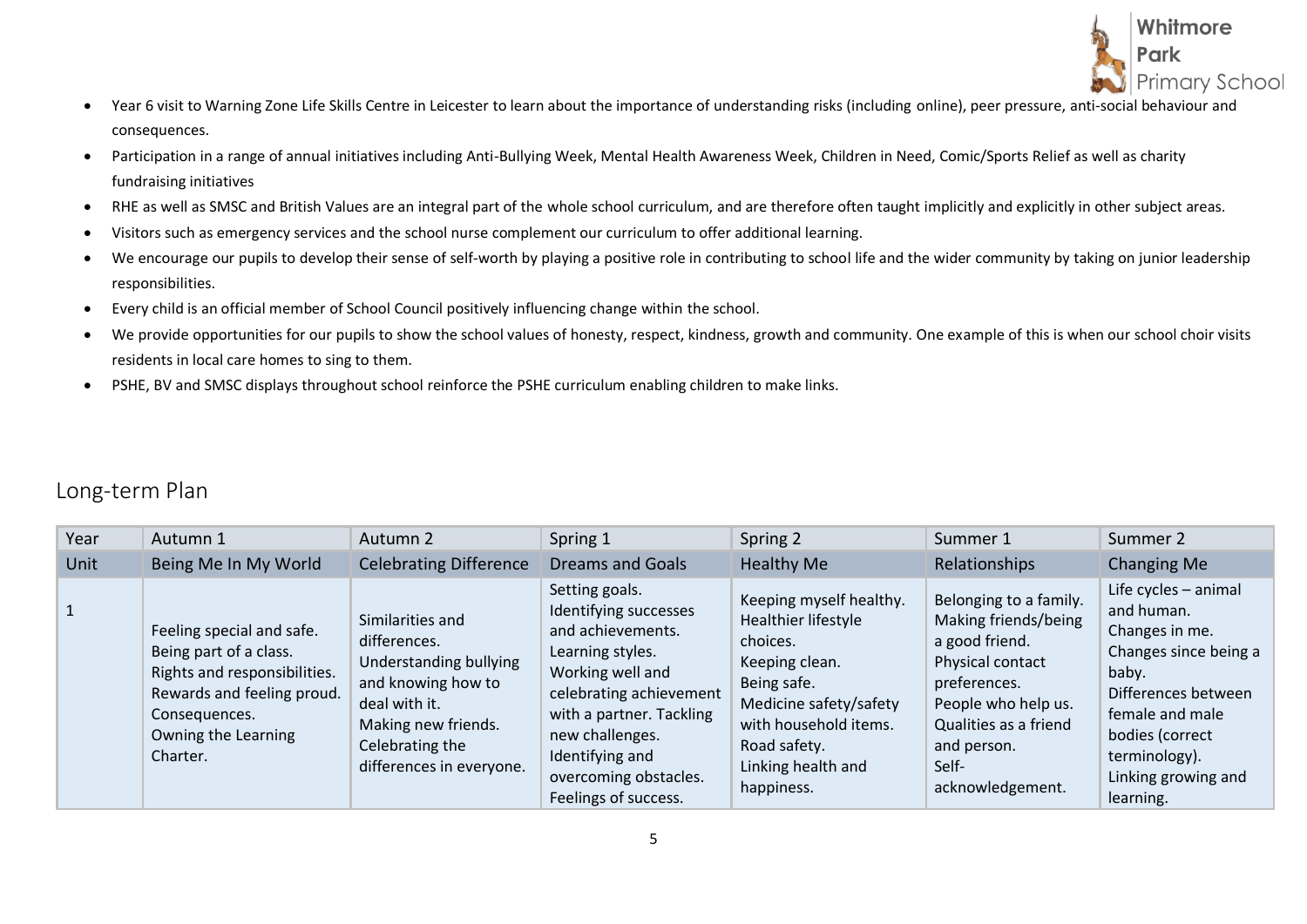- Year 6 visit to Warning Zone Life Skills Centre in Leicester to learn about the importance of understanding risks (including online), peer pressure, anti-social behaviour and consequences.
- Participation in a range of annual initiatives including Anti-Bullying Week, Mental Health Awareness Week, Children in Need, Comic/Sports Relief as well as charity fundraising initiatives
- RHE as well as SMSC and British Values are an integral part of the whole school curriculum, and are therefore often taught implicitly and explicitly in other subject areas.
- Visitors such as emergency services and the school nurse complement our curriculum to offer additional learning.
- We encourage our pupils to develop their sense of self-worth by playing a positive role in contributing to school life and the wider community by taking on junior leadership responsibilities.
- Every child is an official member of School Council positively influencing change within the school.
- We provide opportunities for our pupils to show the school values of honesty, respect, kindness, growth and community. One example of this is when our school choir visits residents in local care homes to sing to them.
- PSHE, BV and SMSC displays throughout school reinforce the PSHE curriculum enabling children to make links.

## Long-term Plan

| Year | Autumn 1 | Autumn 2 | Spring 1 | Spring 2 | Summer 1 | Summer 2 |
|---|---|---|---|---|---|---|
| Unit | Being Me In My World | Celebrating Difference | Dreams and Goals | Healthy Me | Relationships | Changing Me |
| 1 | Feeling special and safe. Being part of a class. Rights and responsibilities. Rewards and feeling proud. Consequences. Owning the Learning Charter. | Similarities and differences. Understanding bullying and knowing how to deal with it. Making new friends. Celebrating the differences in everyone. | Setting goals. Identifying successes and achievements. Learning styles. Working well and celebrating achievement with a partner. Tackling new challenges. Identifying and overcoming obstacles. Feelings of success. | Keeping myself healthy. Healthier lifestyle choices. Keeping clean. Being safe. Medicine safety/safety with household items. Road safety. Linking health and happiness. | Belonging to a family. Making friends/being a good friend. Physical contact preferences. People who help us. Qualities as a friend and person. Self-acknowledgement. | Life cycles – animal and human. Changes in me. Changes since being a baby. Differences between female and male bodies (correct terminology). Linking growing and learning. |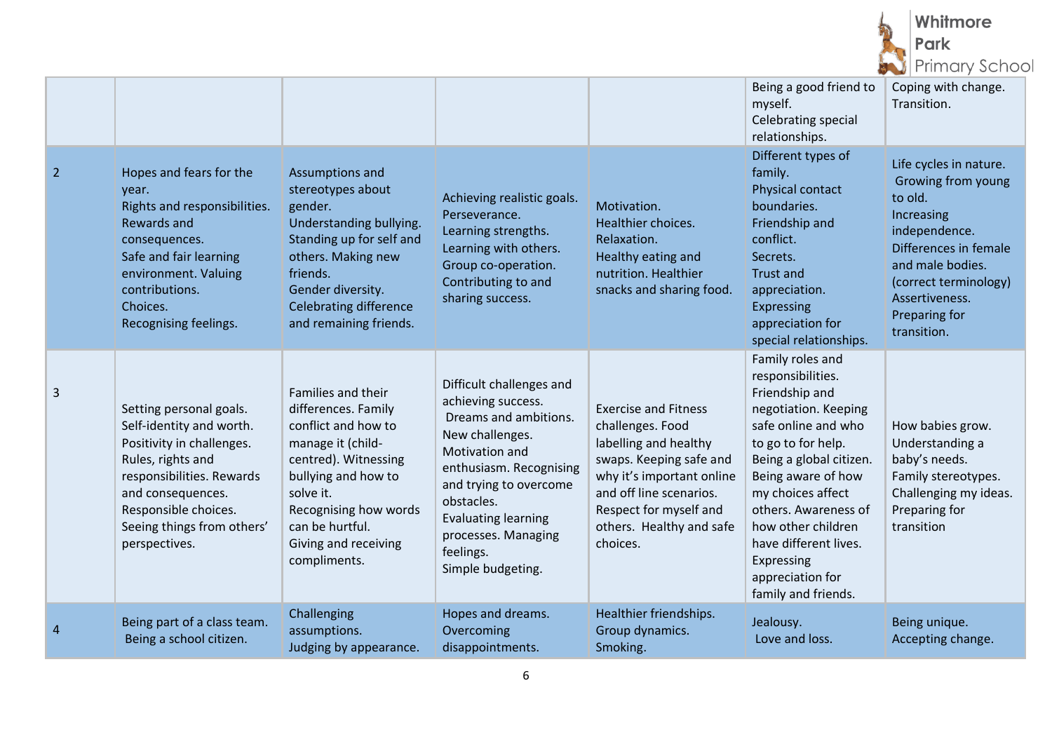| | | | | | | |
|---|---|---|---|---|---|---|
| | | | | | Being a good friend to myself. Celebrating special relationships. | Coping with change. Transition. |
| 2 | Hopes and fears for the year. Rights and responsibilities. Rewards and consequences. Safe and fair learning environment. Valuing contributions. Choices. Recognising feelings. | Assumptions and stereotypes about gender. Understanding bullying. Standing up for self and others. Making new friends. Gender diversity. Celebrating difference and remaining friends. | Achieving realistic goals. Perseverance. Learning strengths. Learning with others. Group co-operation. Contributing to and sharing success. | Motivation. Healthier choices. Relaxation. Healthy eating and nutrition. Healthier snacks and sharing food. | Different types of family. Physical contact boundaries. Friendship and conflict. Secrets. Trust and appreciation. Expressing appreciation for special relationships. | Life cycles in nature. Growing from young to old. Increasing independence. Differences in female and male bodies. (correct terminology) Assertiveness. Preparing for transition. |
| 3 | Setting personal goals. Self-identity and worth. Positivity in challenges. Rules, rights and responsibilities. Rewards and consequences. Responsible choices. Seeing things from others' perspectives. | Families and their differences. Family conflict and how to manage it (child-centred). Witnessing bullying and how to solve it. Recognising how words can be hurtful. Giving and receiving compliments. | Difficult challenges and achieving success. Dreams and ambitions. New challenges. Motivation and enthusiasm. Recognising and trying to overcome obstacles. Evaluating learning processes. Managing feelings. Simple budgeting. | Exercise and Fitness challenges. Food labelling and healthy swaps. Keeping safe and why it's important online and off line scenarios. Respect for myself and others. Healthy and safe choices. | Family roles and responsibilities. Friendship and negotiation. Keeping safe online and who to go to for help. Being a global citizen. Being aware of how my choices affect others. Awareness of how other children have different lives. Expressing appreciation for family and friends. | How babies grow. Understanding a baby's needs. Family stereotypes. Challenging my ideas. Preparing for transition |
| 4 | Being part of a class team. Being a school citizen. | Challenging assumptions. Judging by appearance. | Hopes and dreams. Overcoming disappointments. | Healthier friendships. Group dynamics. Smoking. | Jealousy. Love and loss. | Being unique. Accepting change. |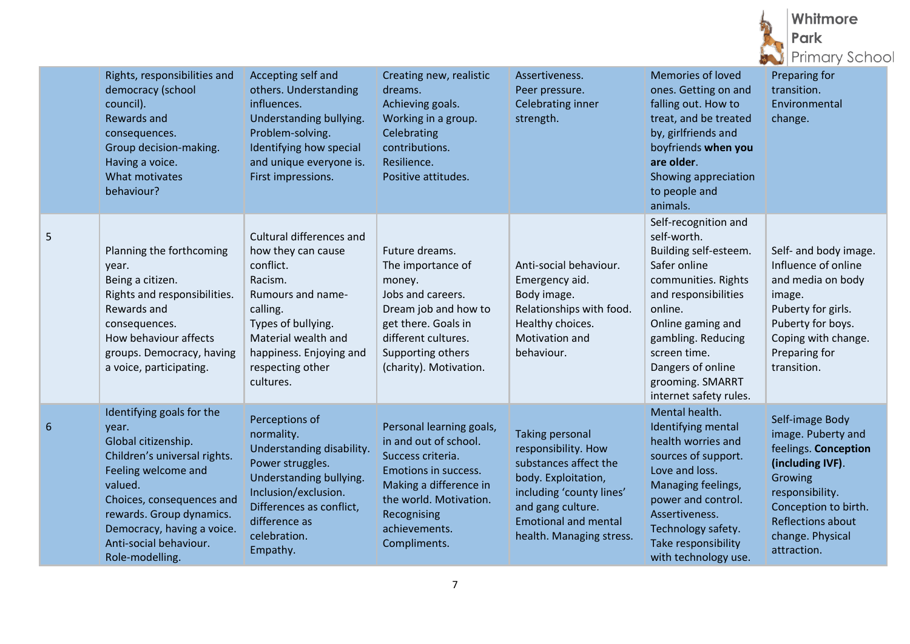| | | | | | | |
|---|---|---|---|---|---|---|
| | Rights, responsibilities and democracy (school council).<br>Rewards and consequences.<br>Group decision-making.<br>Having a voice.<br>What motivates behaviour? | Accepting self and others. Understanding influences.<br>Understanding bullying.<br>Problem-solving.<br>Identifying how special and unique everyone is.<br>First impressions. | Creating new, realistic dreams.<br>Achieving goals.<br>Working in a group.<br>Celebrating contributions.<br>Resilience.<br>Positive attitudes. | Assertiveness.<br>Peer pressure.<br>Celebrating inner strength. | Memories of loved ones. Getting on and falling out. How to treat, and be treated by, girlfriends and boyfriends **when you are older**.<br>Showing appreciation to people and animals. | Preparing for transition.<br>Environmental change. |
| 5 | Planning the forthcoming year.<br>Being a citizen.<br>Rights and responsibilities.<br>Rewards and consequences.<br>How behaviour affects groups. Democracy, having a voice, participating. | Cultural differences and how they can cause conflict.<br>Racism.<br>Rumours and name-calling.<br>Types of bullying.<br>Material wealth and happiness. Enjoying and respecting other cultures. | Future dreams.<br>The importance of money.<br>Jobs and careers.<br>Dream job and how to get there. Goals in different cultures.<br>Supporting others (charity). Motivation. | Anti-social behaviour.<br>Emergency aid.<br>Body image.<br>Relationships with food.<br>Healthy choices.<br>Motivation and behaviour. | Self-recognition and self-worth.<br>Building self-esteem.<br>Safer online communities. Rights and responsibilities online.<br>Online gaming and gambling. Reducing screen time.<br>Dangers of online grooming. SMARRT internet safety rules. | Self- and body image.<br>Influence of online and media on body image.<br>Puberty for girls.<br>Puberty for boys.<br>Coping with change.<br>Preparing for transition. |
| 6 | Identifying goals for the year.<br>Global citizenship.<br>Children's universal rights.<br>Feeling welcome and valued.<br>Choices, consequences and rewards. Group dynamics.<br>Democracy, having a voice.<br>Anti-social behaviour.<br>Role-modelling. | Perceptions of normality.<br>Understanding disability.<br>Power struggles.<br>Understanding bullying.<br>Inclusion/exclusion.<br>Differences as conflict, difference as celebration.<br>Empathy. | Personal learning goals, in and out of school.<br>Success criteria.<br>Emotions in success.<br>Making a difference in the world. Motivation.<br>Recognising achievements.<br>Compliments. | Taking personal responsibility. How substances affect the body. Exploitation, including 'county lines' and gang culture.<br>Emotional and mental health. Managing stress. | Mental health.<br>Identifying mental health worries and sources of support.<br>Love and loss.<br>Managing feelings, power and control.<br>Assertiveness.<br>Technology safety.<br>Take responsibility with technology use. | Self-image Body image. Puberty and feelings. **Conception (including IVF)**.<br>Growing responsibility.<br>Conception to birth.<br>Reflections about change. Physical attraction. |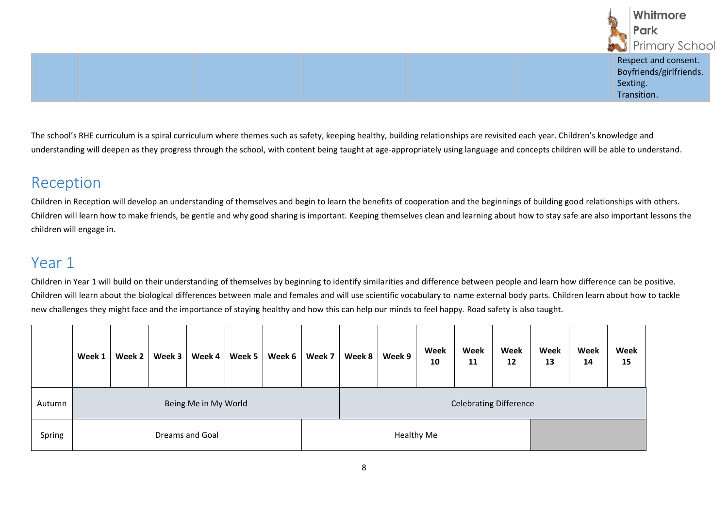| | | | | | | |
|---|---|---|---|---|---|---|
| | | | | | | Respect and consent.<br>Boyfriends/girlfriends.<br>Sexting.<br>Transition. |

The school's RHE curriculum is a spiral curriculum where themes such as safety, keeping healthy, building relationships are revisited each year. Children's knowledge and understanding will deepen as they progress through the school, with content being taught at age-appropriately using language and concepts children will be able to understand.

## Reception

Children in Reception will develop an understanding of themselves and begin to learn the benefits of cooperation and the beginnings of building good relationships with others. Children will learn how to make friends, be gentle and why good sharing is important. Keeping themselves clean and learning about how to stay safe are also important lessons the children will engage in.

## Year 1

Children in Year 1 will build on their understanding of themselves by beginning to identify similarities and difference between people and learn how difference can be positive. Children will learn about the biological differences between male and females and will use scientific vocabulary to name external body parts. Children learn about how to tackle new challenges they might face and the importance of staying healthy and how this can help our minds to feel happy. Road safety is also taught.

| | Week 1 | Week 2 | Week 3 | Week 4 | Week 5 | Week 6 | Week 7 | Week 8 | Week 9 | Week 10 | Week 11 | Week 12 | Week 13 | Week 14 | Week 15 |
|---|---|---|---|---|---|---|---|---|---|---|---|---|---|---|---|
| Autumn | Being Me in My World | | | | | | | Celebrating Difference | | | | | | | |
| Spring | Dreams and Goal | | | | | | Healthy Me | | | | | | | | |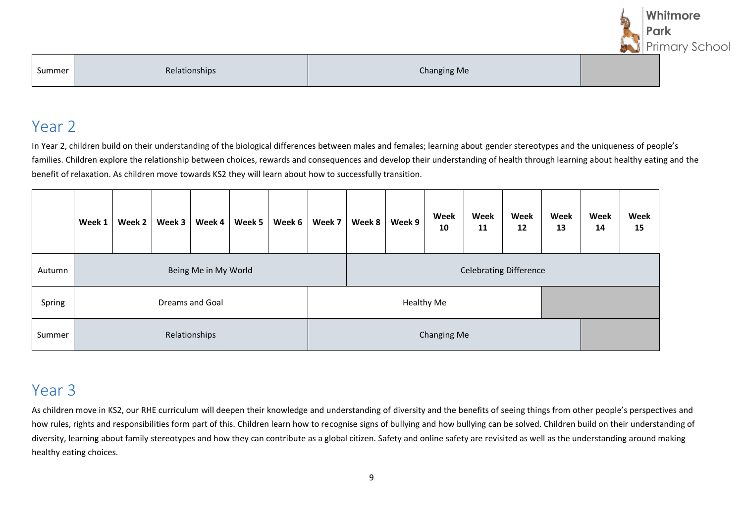| Summer | Relationships | | | | | | Changing Me | | | | | | | | |
|---|---|---|---|---|---|---|---|---|---|---|---|---|---|---|---|

## Year 2

In Year 2, children build on their understanding of the biological differences between males and females; learning about gender stereotypes and the uniqueness of people's families. Children explore the relationship between choices, rewards and consequences and develop their understanding of health through learning about healthy eating and the benefit of relaxation. As children move towards KS2 they will learn about how to successfully transition.

| | Week 1 | Week 2 | Week 3 | Week 4 | Week 5 | Week 6 | Week 7 | Week 8 | Week 9 | Week 10 | Week 11 | Week 12 | Week 13 | Week 14 | Week 15 |
|---|---|---|---|---|---|---|---|---|---|---|---|---|---|---|---|
| Autumn | Being Me in My World | | | | | | | Celebrating Difference | | | | | | | |
| Spring | Dreams and Goal | | | | | | Healthy Me | | | | | | | | |
| Summer | Relationships | | | | | | Changing Me | | | | | | | | |

## Year 3

As children move in KS2, our RHE curriculum will deepen their knowledge and understanding of diversity and the benefits of seeing things from other people's perspectives and how rules, rights and responsibilities form part of this. Children learn how to recognise signs of bullying and how bullying can be solved. Children build on their understanding of diversity, learning about family stereotypes and how they can contribute as a global citizen. Safety and online safety are revisited as well as the understanding around making healthy eating choices.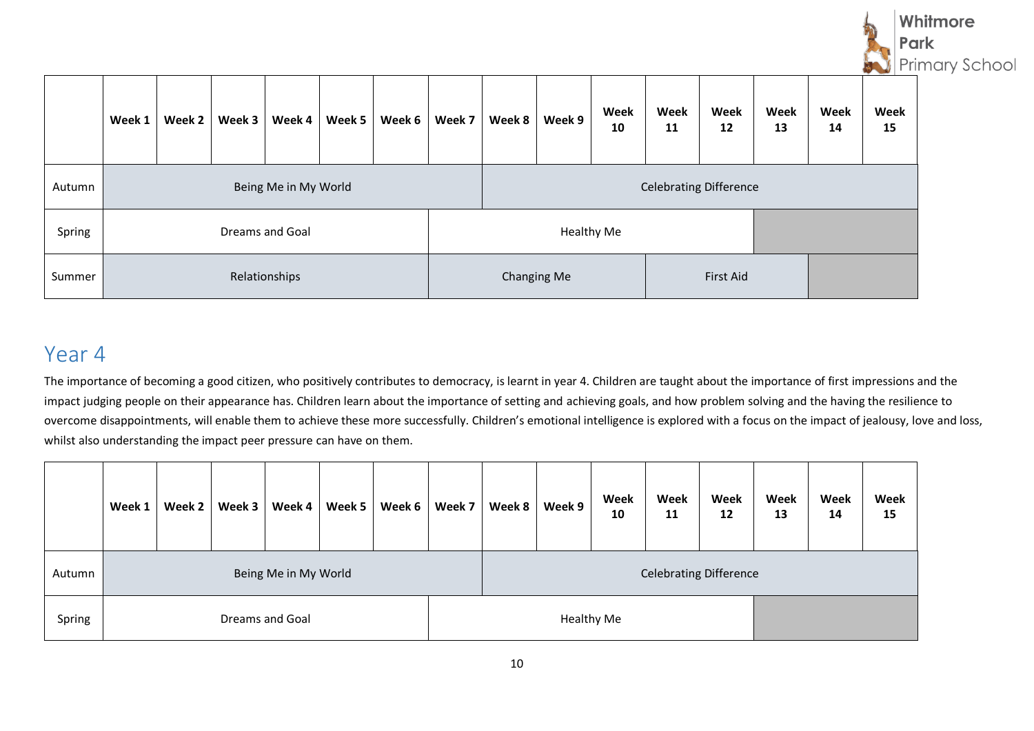| | Week 1 | Week 2 | Week 3 | Week 4 | Week 5 | Week 6 | Week 7 | Week 8 | Week 9 | Week 10 | Week 11 | Week 12 | Week 13 | Week 14 | Week 15 |
|---|---|---|---|---|---|---|---|---|---|---|---|---|---|---|---|
| Autumn | Being Me in My World | | | | | | | Celebrating Difference | | | | | | | |
| Spring | Dreams and Goal | | | | | | Healthy Me | | | | | | | | |
| Summer | Relationships | | | | | | Changing Me | | | | First Aid | | | | |

## Year 4

The importance of becoming a good citizen, who positively contributes to democracy, is learnt in year 4. Children are taught about the importance of first impressions and the impact judging people on their appearance has. Children learn about the importance of setting and achieving goals, and how problem solving and the having the resilience to overcome disappointments, will enable them to achieve these more successfully. Children's emotional intelligence is explored with a focus on the impact of jealousy, love and loss, whilst also understanding the impact peer pressure can have on them.

| | Week 1 | Week 2 | Week 3 | Week 4 | Week 5 | Week 6 | Week 7 | Week 8 | Week 9 | Week 10 | Week 11 | Week 12 | Week 13 | Week 14 | Week 15 |
|---|---|---|---|---|---|---|---|---|---|---|---|---|---|---|---|
| Autumn | Being Me in My World | | | | | | | Celebrating Difference | | | | | | | |
| Spring | Dreams and Goal | | | | | | Healthy Me | | | | | | | | |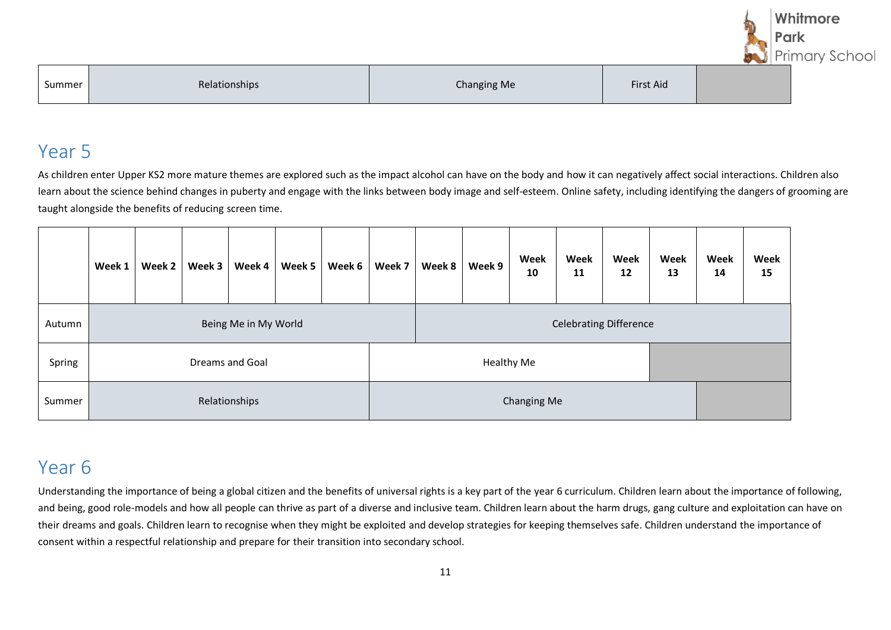| | | | | | | | | | | | | | | | |
|---|---|---|---|---|---|---|---|---|---|---|---|---|---|---|---|
| Summer | Relationships | | | | | | Changing Me | | | | | First Aid | | | |

## Year 5

As children enter Upper KS2 more mature themes are explored such as the impact alcohol can have on the body and how it can negatively affect social interactions. Children also learn about the science behind changes in puberty and engage with the links between body image and self-esteem. Online safety, including identifying the dangers of grooming are taught alongside the benefits of reducing screen time.

| | Week 1 | Week 2 | Week 3 | Week 4 | Week 5 | Week 6 | Week 7 | Week 8 | Week 9 | Week 10 | Week 11 | Week 12 | Week 13 | Week 14 | Week 15 |
|---|---|---|---|---|---|---|---|---|---|---|---|---|---|---|---|
| Autumn | Being Me in My World | | | | | | | Celebrating Difference | | | | | | | |
| Spring | Dreams and Goal | | | | | | Healthy Me | | | | | | | | |
| Summer | Relationships | | | | | | Changing Me | | | | | | | | |

## Year 6

Understanding the importance of being a global citizen and the benefits of universal rights is a key part of the year 6 curriculum. Children learn about the importance of following, and being, good role-models and how all people can thrive as part of a diverse and inclusive team. Children learn about the harm drugs, gang culture and exploitation can have on their dreams and goals. Children learn to recognise when they might be exploited and develop strategies for keeping themselves safe. Children understand the importance of consent within a respectful relationship and prepare for their transition into secondary school.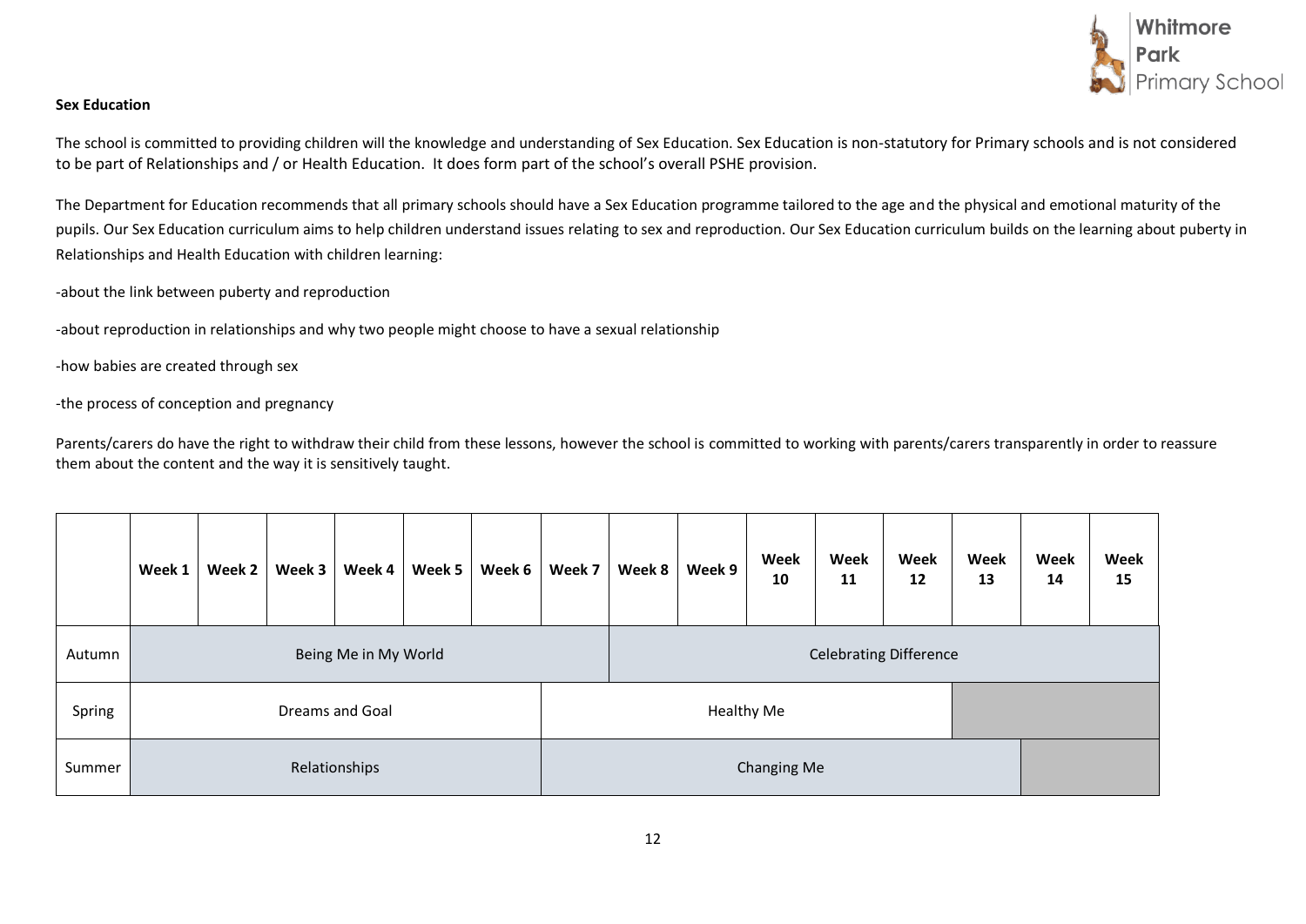**Sex Education**

The school is committed to providing children will the knowledge and understanding of Sex Education. Sex Education is non-statutory for Primary schools and is not considered to be part of Relationships and / or Health Education. It does form part of the school's overall PSHE provision.

The Department for Education recommends that all primary schools should have a Sex Education programme tailored to the age and the physical and emotional maturity of the pupils. Our Sex Education curriculum aims to help children understand issues relating to sex and reproduction. Our Sex Education curriculum builds on the learning about puberty in Relationships and Health Education with children learning:

-about the link between puberty and reproduction

-about reproduction in relationships and why two people might choose to have a sexual relationship

-how babies are created through sex

-the process of conception and pregnancy

Parents/carers do have the right to withdraw their child from these lessons, however the school is committed to working with parents/carers transparently in order to reassure them about the content and the way it is sensitively taught.

| | Week 1 | Week 2 | Week 3 | Week 4 | Week 5 | Week 6 | Week 7 | Week 8 | Week 9 | Week 10 | Week 11 | Week 12 | Week 13 | Week 14 | Week 15 |
|---|---|---|---|---|---|---|---|---|---|---|---|---|---|---|---|
| Autumn | Being Me in My World | | | | | | | Celebrating Difference | | | | | | | |
| Spring | Dreams and Goal | | | | | | Healthy Me | | | | | | | | |
| Summer | Relationships | | | | | | Changing Me | | | | | | | | |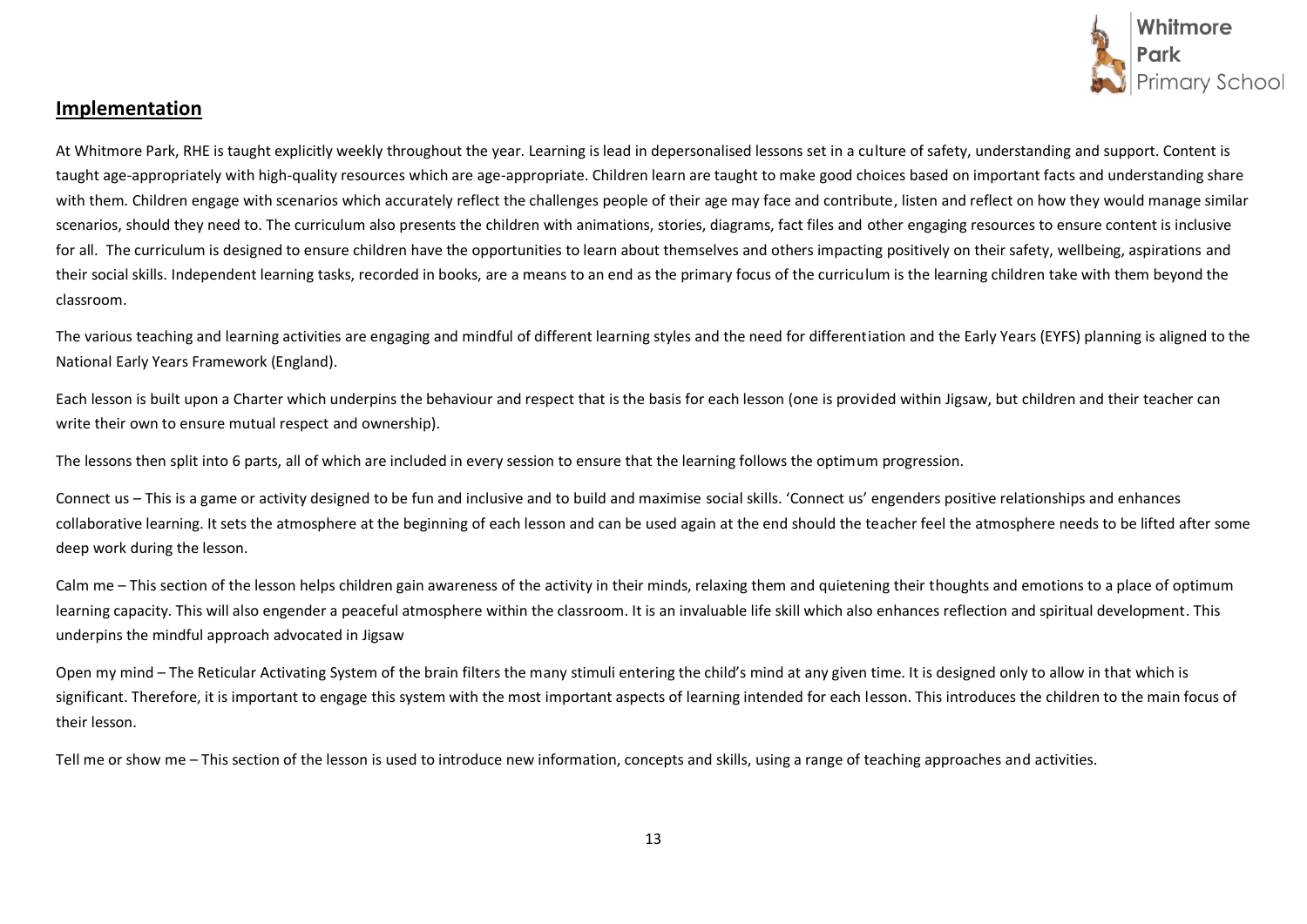## Implementation

At Whitmore Park, RHE is taught explicitly weekly throughout the year. Learning is lead in depersonalised lessons set in a culture of safety, understanding and support. Content is taught age-appropriately with high-quality resources which are age-appropriate. Children learn are taught to make good choices based on important facts and understanding share with them. Children engage with scenarios which accurately reflect the challenges people of their age may face and contribute, listen and reflect on how they would manage similar scenarios, should they need to. The curriculum also presents the children with animations, stories, diagrams, fact files and other engaging resources to ensure content is inclusive for all. The curriculum is designed to ensure children have the opportunities to learn about themselves and others impacting positively on their safety, wellbeing, aspirations and their social skills. Independent learning tasks, recorded in books, are a means to an end as the primary focus of the curriculum is the learning children take with them beyond the classroom.

The various teaching and learning activities are engaging and mindful of different learning styles and the need for differentiation and the Early Years (EYFS) planning is aligned to the National Early Years Framework (England).

Each lesson is built upon a Charter which underpins the behaviour and respect that is the basis for each lesson (one is provided within Jigsaw, but children and their teacher can write their own to ensure mutual respect and ownership).

The lessons then split into 6 parts, all of which are included in every session to ensure that the learning follows the optimum progression.

Connect us – This is a game or activity designed to be fun and inclusive and to build and maximise social skills. 'Connect us' engenders positive relationships and enhances collaborative learning. It sets the atmosphere at the beginning of each lesson and can be used again at the end should the teacher feel the atmosphere needs to be lifted after some deep work during the lesson.

Calm me – This section of the lesson helps children gain awareness of the activity in their minds, relaxing them and quietening their thoughts and emotions to a place of optimum learning capacity. This will also engender a peaceful atmosphere within the classroom. It is an invaluable life skill which also enhances reflection and spiritual development. This underpins the mindful approach advocated in Jigsaw

Open my mind – The Reticular Activating System of the brain filters the many stimuli entering the child's mind at any given time. It is designed only to allow in that which is significant. Therefore, it is important to engage this system with the most important aspects of learning intended for each lesson. This introduces the children to the main focus of their lesson.

Tell me or show me – This section of the lesson is used to introduce new information, concepts and skills, using a range of teaching approaches and activities.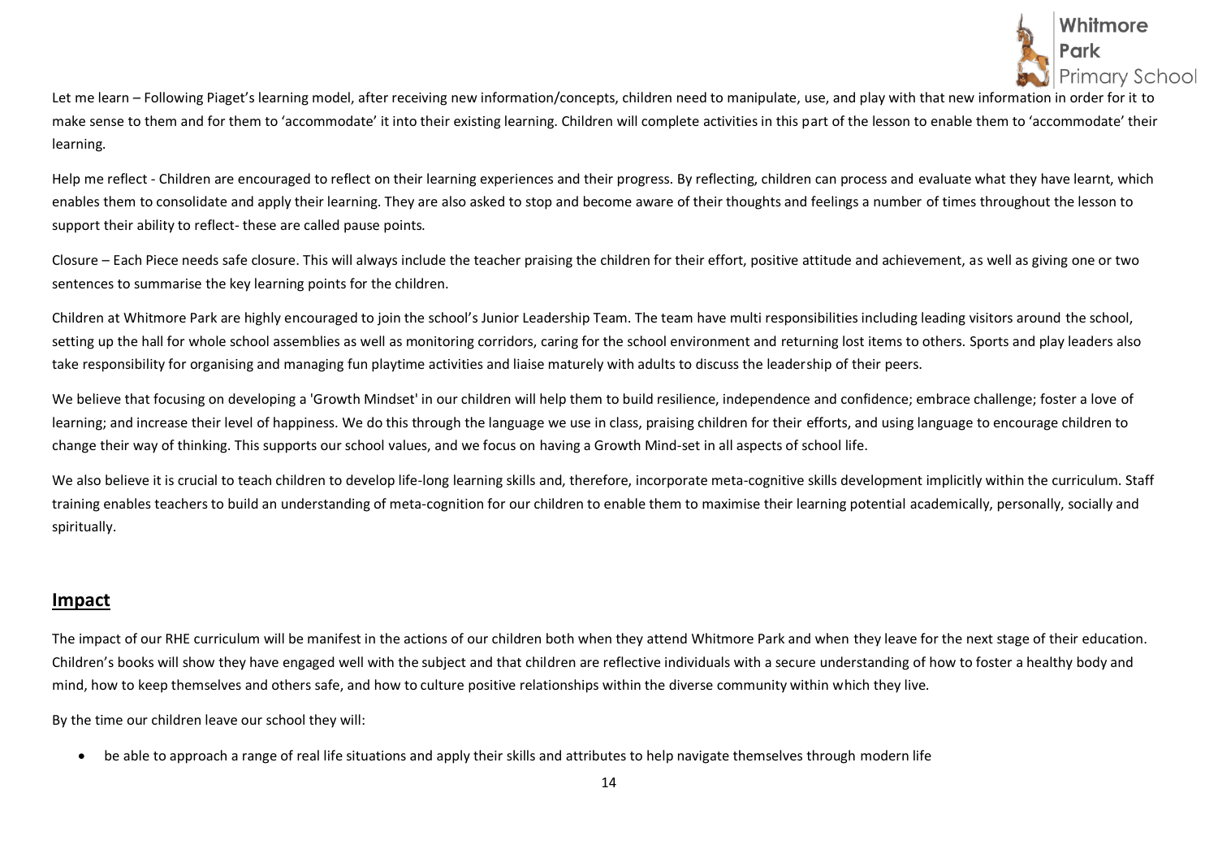Let me learn – Following Piaget's learning model, after receiving new information/concepts, children need to manipulate, use, and play with that new information in order for it to make sense to them and for them to 'accommodate' it into their existing learning. Children will complete activities in this part of the lesson to enable them to 'accommodate' their learning.

Help me reflect - Children are encouraged to reflect on their learning experiences and their progress. By reflecting, children can process and evaluate what they have learnt, which enables them to consolidate and apply their learning. They are also asked to stop and become aware of their thoughts and feelings a number of times throughout the lesson to support their ability to reflect- these are called pause points.

Closure – Each Piece needs safe closure. This will always include the teacher praising the children for their effort, positive attitude and achievement, as well as giving one or two sentences to summarise the key learning points for the children.

Children at Whitmore Park are highly encouraged to join the school's Junior Leadership Team. The team have multi responsibilities including leading visitors around the school, setting up the hall for whole school assemblies as well as monitoring corridors, caring for the school environment and returning lost items to others. Sports and play leaders also take responsibility for organising and managing fun playtime activities and liaise maturely with adults to discuss the leadership of their peers.

We believe that focusing on developing a 'Growth Mindset' in our children will help them to build resilience, independence and confidence; embrace challenge; foster a love of learning; and increase their level of happiness. We do this through the language we use in class, praising children for their efforts, and using language to encourage children to change their way of thinking. This supports our school values, and we focus on having a Growth Mind-set in all aspects of school life.

We also believe it is crucial to teach children to develop life-long learning skills and, therefore, incorporate meta-cognitive skills development implicitly within the curriculum. Staff training enables teachers to build an understanding of meta-cognition for our children to enable them to maximise their learning potential academically, personally, socially and spiritually.

## Impact

The impact of our RHE curriculum will be manifest in the actions of our children both when they attend Whitmore Park and when they leave for the next stage of their education. Children's books will show they have engaged well with the subject and that children are reflective individuals with a secure understanding of how to foster a healthy body and mind, how to keep themselves and others safe, and how to culture positive relationships within the diverse community within which they live.

By the time our children leave our school they will:

- be able to approach a range of real life situations and apply their skills and attributes to help navigate themselves through modern life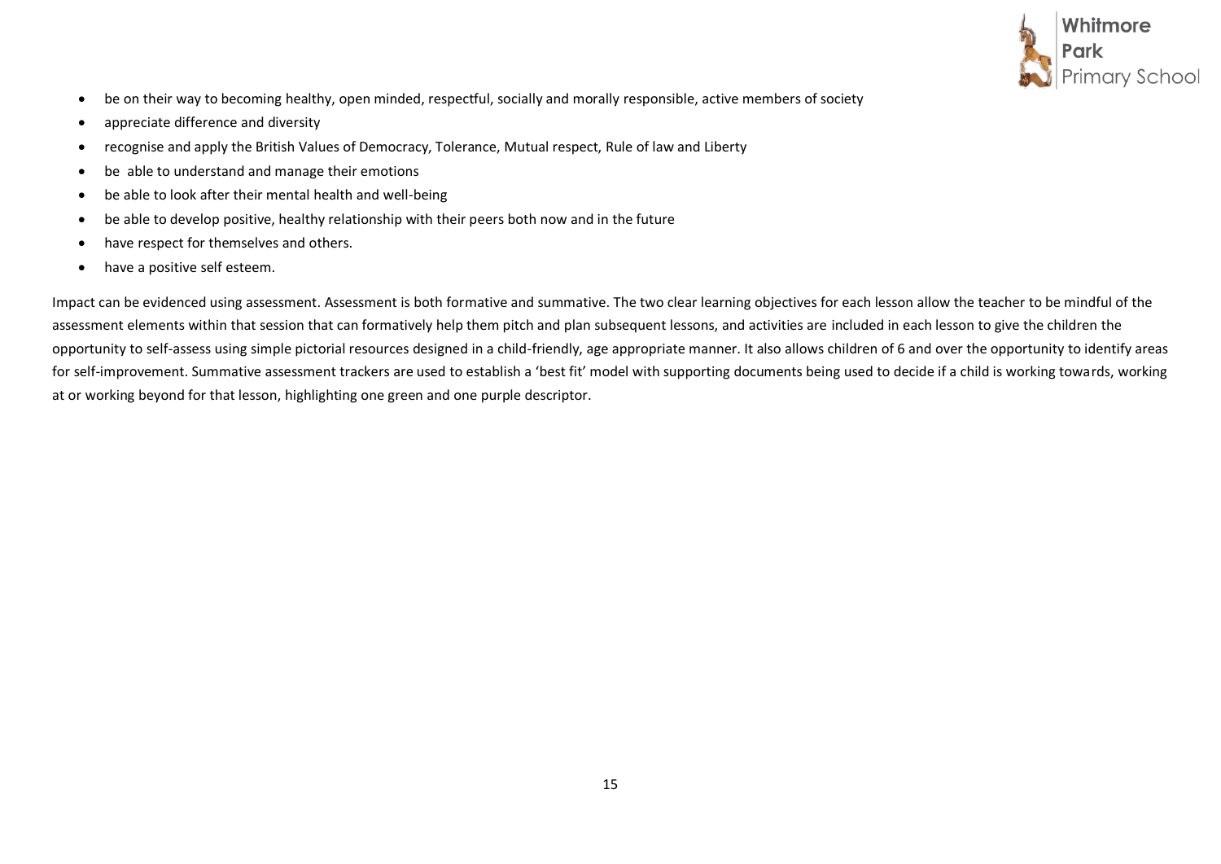- be on their way to becoming healthy, open minded, respectful, socially and morally responsible, active members of society
- appreciate difference and diversity
- recognise and apply the British Values of Democracy, Tolerance, Mutual respect, Rule of law and Liberty
- be able to understand and manage their emotions
- be able to look after their mental health and well-being
- be able to develop positive, healthy relationship with their peers both now and in the future
- have respect for themselves and others.
- have a positive self esteem.

Impact can be evidenced using assessment. Assessment is both formative and summative. The two clear learning objectives for each lesson allow the teacher to be mindful of the assessment elements within that session that can formatively help them pitch and plan subsequent lessons, and activities are included in each lesson to give the children the opportunity to self-assess using simple pictorial resources designed in a child-friendly, age appropriate manner. It also allows children of 6 and over the opportunity to identify areas for self-improvement. Summative assessment trackers are used to establish a 'best fit' model with supporting documents being used to decide if a child is working towards, working at or working beyond for that lesson, highlighting one green and one purple descriptor.